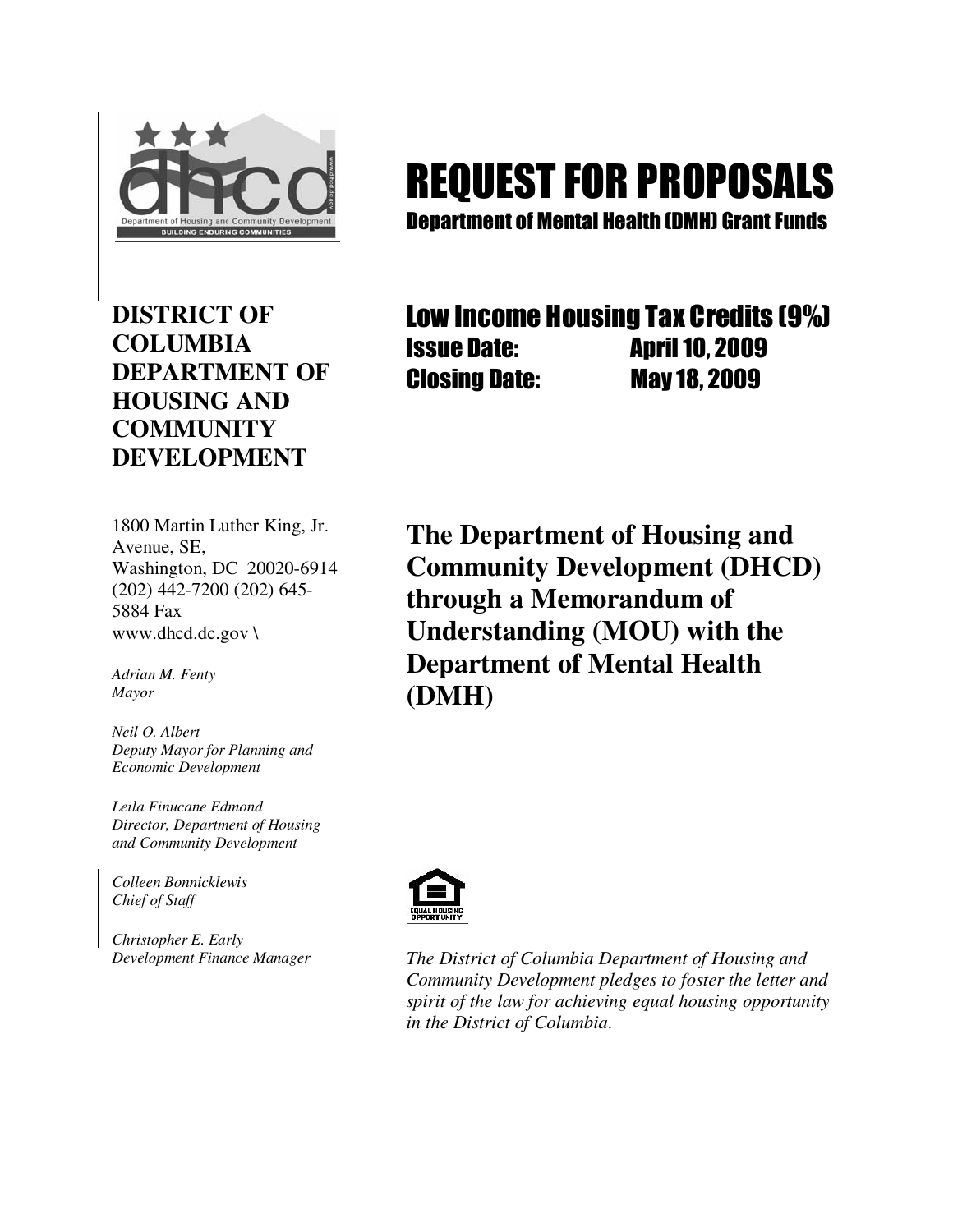# REQUEST FOR PROPOSALS

## Department of Mental Health (DMH) Grant Funds

## Low Income Housing Tax Credits (9%)

**Issue Date:** April 10, 2009

**Closing Date:** May 18, 2009

## The Department of Housing and Community Development (DHCD) through a Memorandum of Understanding (MOU) with the Department of Mental Health (DMH)

*The District of Columbia Department of Housing and Community Development pledges to foster the letter and spirit of the law for achieving equal housing opportunity in the District of Columbia.*

---

**DISTRICT OF COLUMBIA DEPARTMENT OF HOUSING AND COMMUNITY DEVELOPMENT**

1800 Martin Luther King, Jr. Avenue, SE,
Washington, DC 20020-6914
(202) 442-7200 (202) 645-5884 Fax
www.dhcd.dc.gov \

*Adrian M. Fenty*
*Mayor*

*Neil O. Albert*
*Deputy Mayor for Planning and Economic Development*

*Leila Finucane Edmond*
*Director, Department of Housing and Community Development*

*Colleen Bonnicklewis*
*Chief of Staff*

*Christopher E. Early*
*Development Finance Manager*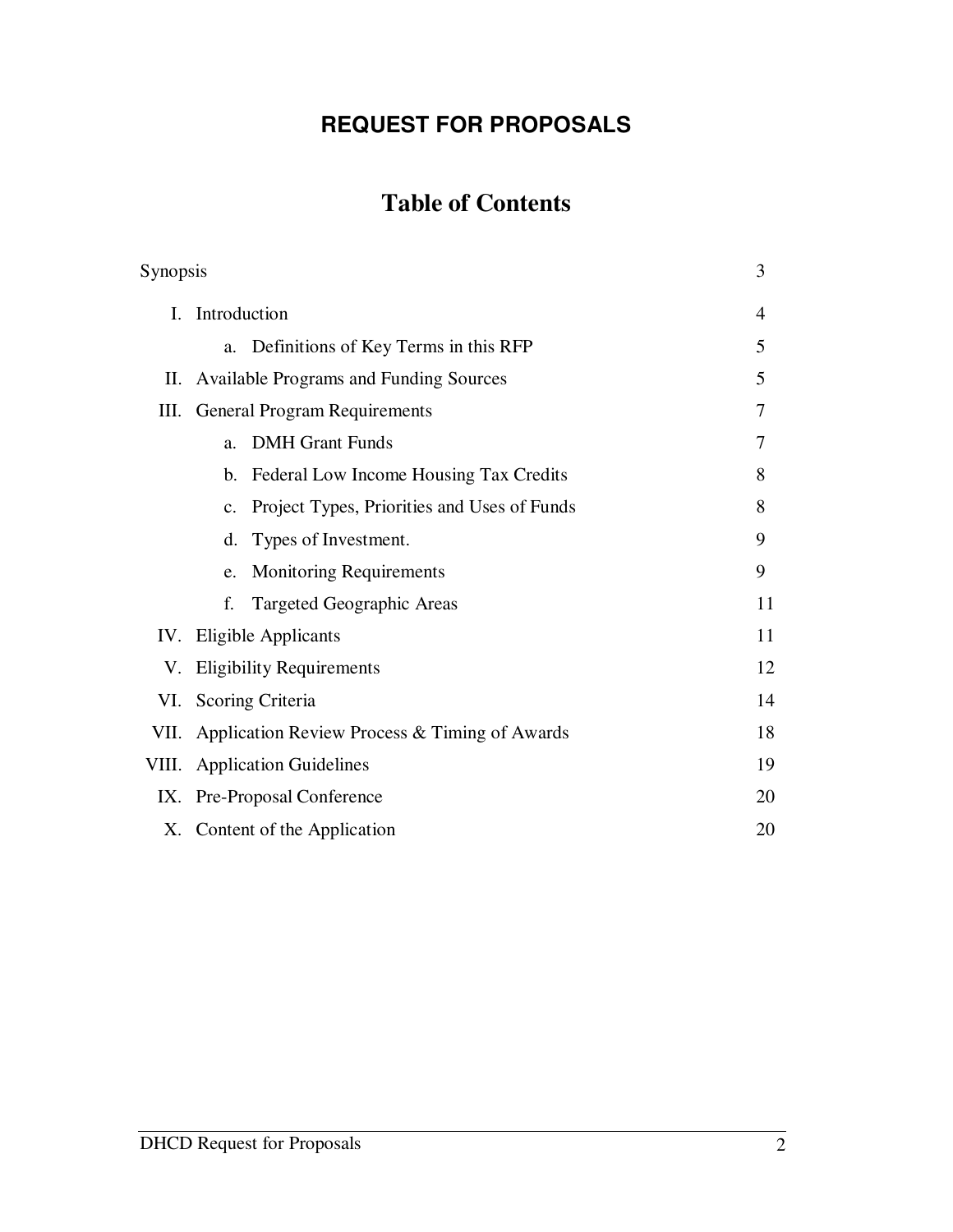## REQUEST FOR PROPOSALS

# Table of Contents

| | |
|---|---|
| Synopsis | 3 |
| I. Introduction | 4 |
| a. Definitions of Key Terms in this RFP | 5 |
| II. Available Programs and Funding Sources | 5 |
| III. General Program Requirements | 7 |
| a. DMH Grant Funds | 7 |
| b. Federal Low Income Housing Tax Credits | 8 |
| c. Project Types, Priorities and Uses of Funds | 8 |
| d. Types of Investment. | 9 |
| e. Monitoring Requirements | 9 |
| f. Targeted Geographic Areas | 11 |
| IV. Eligible Applicants | 11 |
| V. Eligibility Requirements | 12 |
| VI. Scoring Criteria | 14 |
| VII. Application Review Process & Timing of Awards | 18 |
| VIII. Application Guidelines | 19 |
| IX. Pre-Proposal Conference | 20 |
| X. Content of the Application | 20 |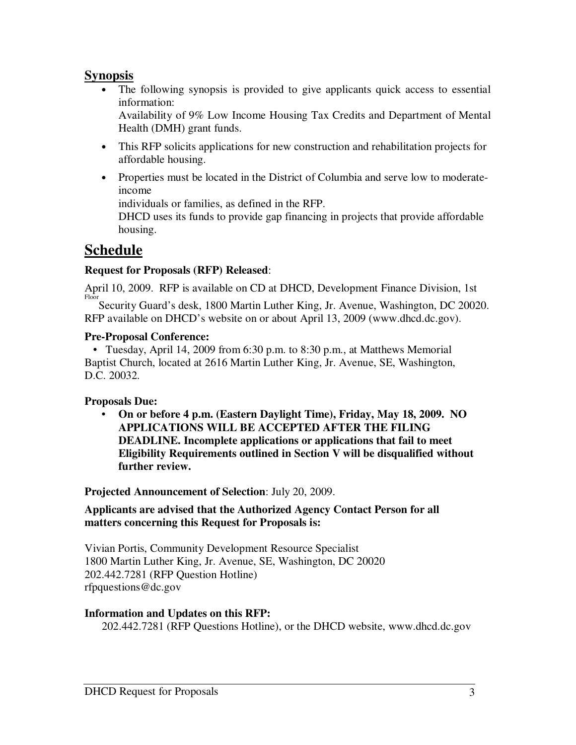## Synopsis

- The following synopsis is provided to give applicants quick access to essential information:
  Availability of 9% Low Income Housing Tax Credits and Department of Mental Health (DMH) grant funds.
- This RFP solicits applications for new construction and rehabilitation projects for affordable housing.
- Properties must be located in the District of Columbia and serve low to moderate-income
  individuals or families, as defined in the RFP.
  DHCD uses its funds to provide gap financing in projects that provide affordable housing.

# Schedule

**Request for Proposals (RFP) Released**:

April 10, 2009. RFP is available on CD at DHCD, Development Finance Division, 1st Floor Security Guard's desk, 1800 Martin Luther King, Jr. Avenue, Washington, DC 20020. RFP available on DHCD's website on or about April 13, 2009 (www.dhcd.dc.gov).

**Pre-Proposal Conference:**

- Tuesday, April 14, 2009 from 6:30 p.m. to 8:30 p.m., at Matthews Memorial Baptist Church, located at 2616 Martin Luther King, Jr. Avenue, SE, Washington, D.C. 20032.

**Proposals Due:**

- **On or before 4 p.m. (Eastern Daylight Time), Friday, May 18, 2009. NO APPLICATIONS WILL BE ACCEPTED AFTER THE FILING DEADLINE. Incomplete applications or applications that fail to meet Eligibility Requirements outlined in Section V will be disqualified without further review.**

**Projected Announcement of Selection**: July 20, 2009.

**Applicants are advised that the Authorized Agency Contact Person for all matters concerning this Request for Proposals is:**

Vivian Portis, Community Development Resource Specialist
1800 Martin Luther King, Jr. Avenue, SE, Washington, DC 20020
202.442.7281 (RFP Question Hotline)
rfpquestions@dc.gov

**Information and Updates on this RFP:**

202.442.7281 (RFP Questions Hotline), or the DHCD website, www.dhcd.dc.gov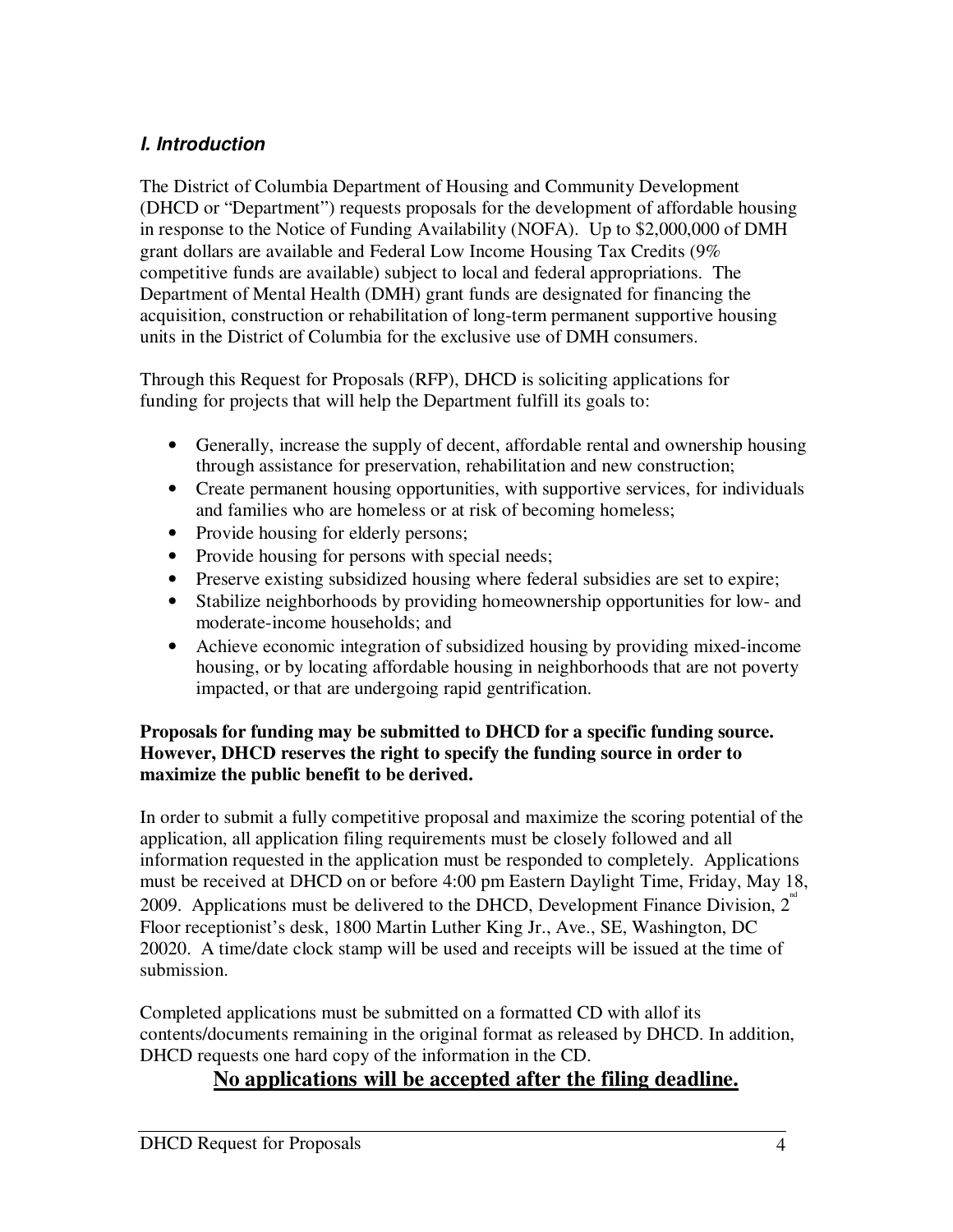## *I. Introduction*

The District of Columbia Department of Housing and Community Development (DHCD or "Department") requests proposals for the development of affordable housing in response to the Notice of Funding Availability (NOFA). Up to $2,000,000 of DMH grant dollars are available and Federal Low Income Housing Tax Credits (9% competitive funds are available) subject to local and federal appropriations. The Department of Mental Health (DMH) grant funds are designated for financing the acquisition, construction or rehabilitation of long-term permanent supportive housing units in the District of Columbia for the exclusive use of DMH consumers.

Through this Request for Proposals (RFP), DHCD is soliciting applications for funding for projects that will help the Department fulfill its goals to:

- Generally, increase the supply of decent, affordable rental and ownership housing through assistance for preservation, rehabilitation and new construction;
- Create permanent housing opportunities, with supportive services, for individuals and families who are homeless or at risk of becoming homeless;
- Provide housing for elderly persons;
- Provide housing for persons with special needs;
- Preserve existing subsidized housing where federal subsidies are set to expire;
- Stabilize neighborhoods by providing homeownership opportunities for low- and moderate-income households; and
- Achieve economic integration of subsidized housing by providing mixed-income housing, or by locating affordable housing in neighborhoods that are not poverty impacted, or that are undergoing rapid gentrification.

**Proposals for funding may be submitted to DHCD for a specific funding source. However, DHCD reserves the right to specify the funding source in order to maximize the public benefit to be derived.**

In order to submit a fully competitive proposal and maximize the scoring potential of the application, all application filing requirements must be closely followed and all information requested in the application must be responded to completely. Applications must be received at DHCD on or before 4:00 pm Eastern Daylight Time, Friday, May 18, 2009. Applications must be delivered to the DHCD, Development Finance Division, 2nd Floor receptionist's desk, 1800 Martin Luther King Jr., Ave., SE, Washington, DC 20020. A time/date clock stamp will be used and receipts will be issued at the time of submission.

Completed applications must be submitted on a formatted CD with allof its contents/documents remaining in the original format as released by DHCD. In addition, DHCD requests one hard copy of the information in the CD.

**No applications will be accepted after the filing deadline.**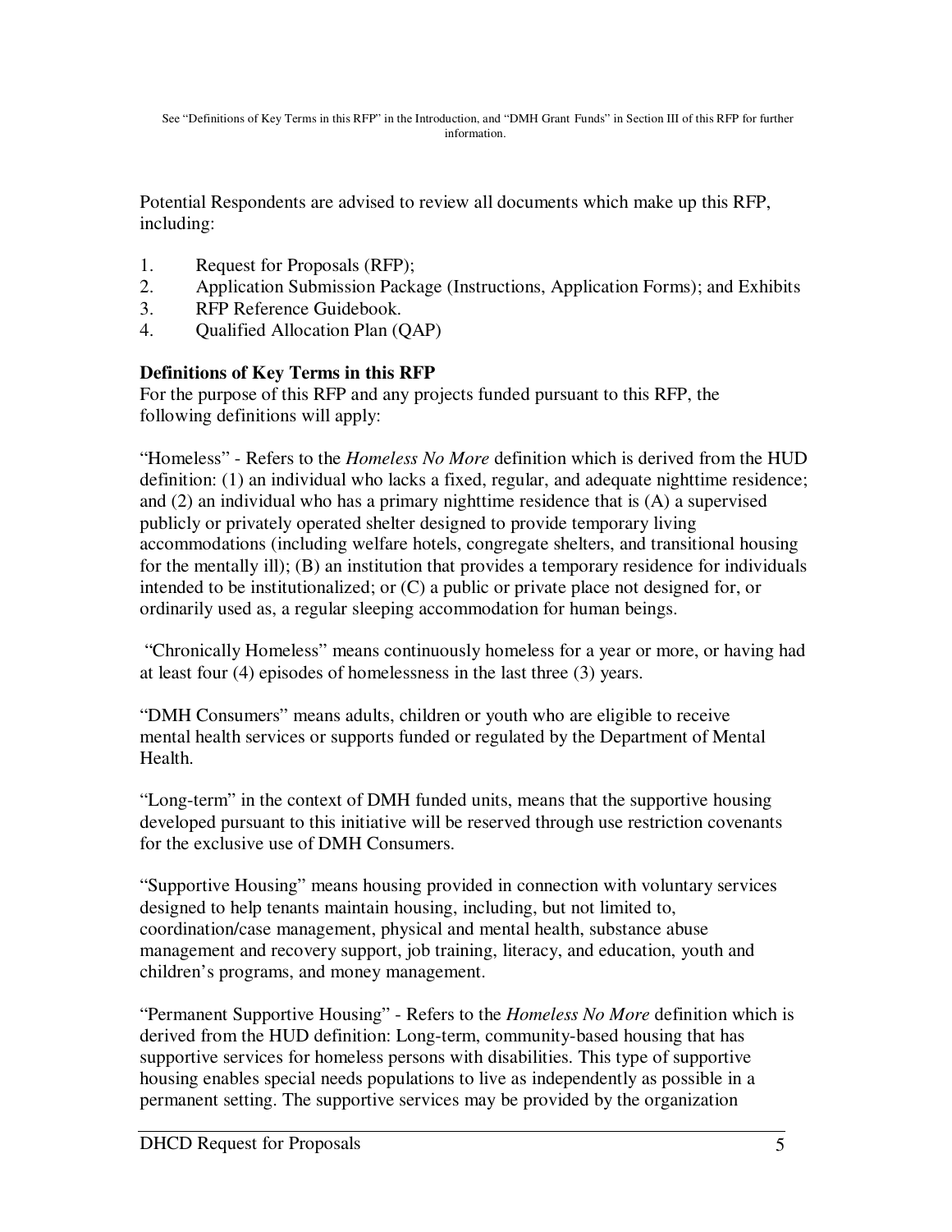See "Definitions of Key Terms in this RFP" in the Introduction, and "DMH Grant Funds" in Section III of this RFP for further information.

Potential Respondents are advised to review all documents which make up this RFP, including:

1. Request for Proposals (RFP);
2. Application Submission Package (Instructions, Application Forms); and Exhibits
3. RFP Reference Guidebook.
4. Qualified Allocation Plan (QAP)

**Definitions of Key Terms in this RFP**

For the purpose of this RFP and any projects funded pursuant to this RFP, the following definitions will apply:

"Homeless" - Refers to the *Homeless No More* definition which is derived from the HUD definition: (1) an individual who lacks a fixed, regular, and adequate nighttime residence; and (2) an individual who has a primary nighttime residence that is (A) a supervised publicly or privately operated shelter designed to provide temporary living accommodations (including welfare hotels, congregate shelters, and transitional housing for the mentally ill); (B) an institution that provides a temporary residence for individuals intended to be institutionalized; or (C) a public or private place not designed for, or ordinarily used as, a regular sleeping accommodation for human beings.

"Chronically Homeless" means continuously homeless for a year or more, or having had at least four (4) episodes of homelessness in the last three (3) years.

"DMH Consumers" means adults, children or youth who are eligible to receive mental health services or supports funded or regulated by the Department of Mental Health.

"Long-term" in the context of DMH funded units, means that the supportive housing developed pursuant to this initiative will be reserved through use restriction covenants for the exclusive use of DMH Consumers.

"Supportive Housing" means housing provided in connection with voluntary services designed to help tenants maintain housing, including, but not limited to, coordination/case management, physical and mental health, substance abuse management and recovery support, job training, literacy, and education, youth and children's programs, and money management.

"Permanent Supportive Housing" - Refers to the *Homeless No More* definition which is derived from the HUD definition: Long-term, community-based housing that has supportive services for homeless persons with disabilities. This type of supportive housing enables special needs populations to live as independently as possible in a permanent setting. The supportive services may be provided by the organization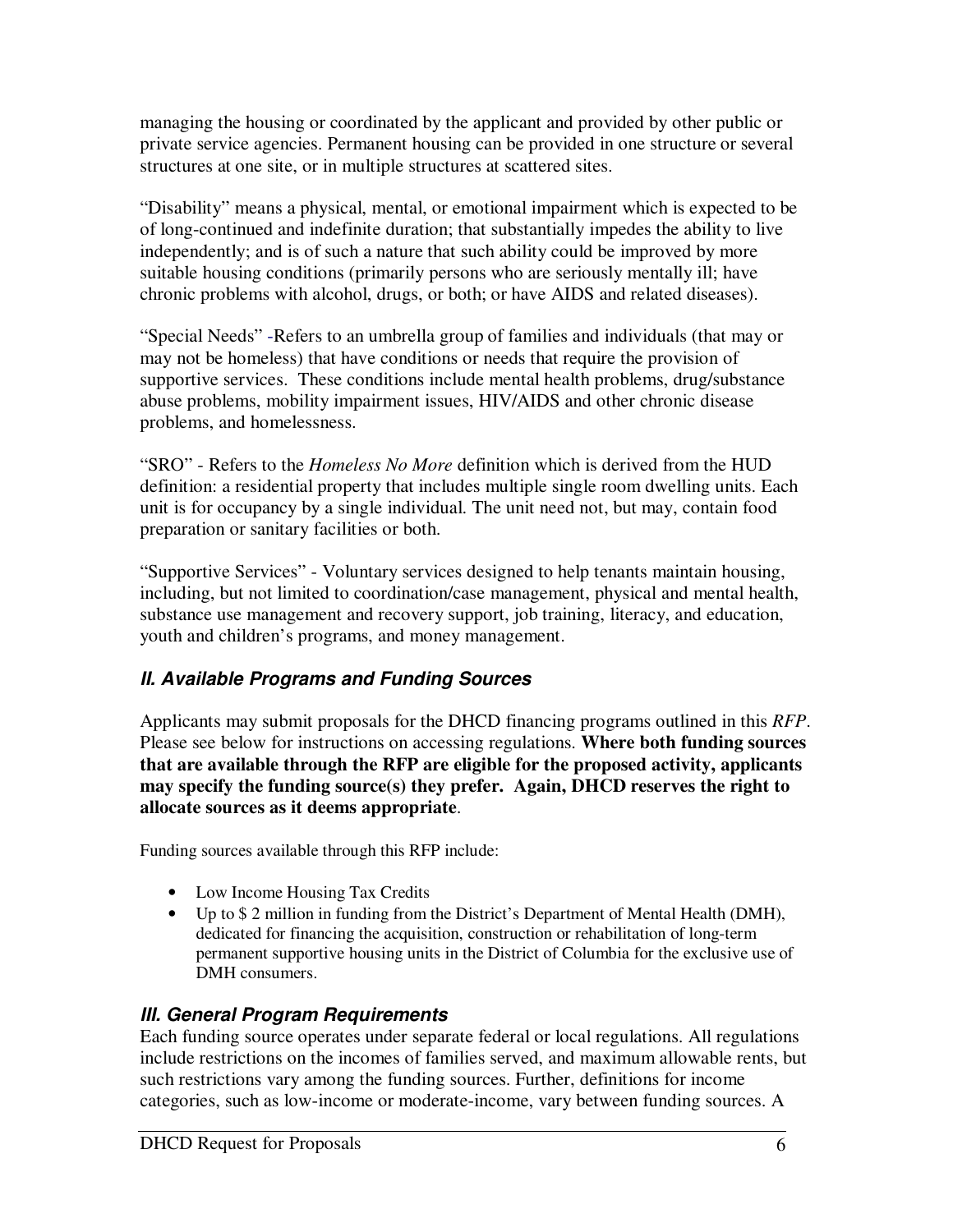managing the housing or coordinated by the applicant and provided by other public or private service agencies. Permanent housing can be provided in one structure or several structures at one site, or in multiple structures at scattered sites.

"Disability" means a physical, mental, or emotional impairment which is expected to be of long-continued and indefinite duration; that substantially impedes the ability to live independently; and is of such a nature that such ability could be improved by more suitable housing conditions (primarily persons who are seriously mentally ill; have chronic problems with alcohol, drugs, or both; or have AIDS and related diseases).

"Special Needs" -Refers to an umbrella group of families and individuals (that may or may not be homeless) that have conditions or needs that require the provision of supportive services. These conditions include mental health problems, drug/substance abuse problems, mobility impairment issues, HIV/AIDS and other chronic disease problems, and homelessness.

"SRO" - Refers to the *Homeless No More* definition which is derived from the HUD definition: a residential property that includes multiple single room dwelling units. Each unit is for occupancy by a single individual. The unit need not, but may, contain food preparation or sanitary facilities or both.

"Supportive Services" - Voluntary services designed to help tenants maintain housing, including, but not limited to coordination/case management, physical and mental health, substance use management and recovery support, job training, literacy, and education, youth and children's programs, and money management.

## II. Available Programs and Funding Sources

Applicants may submit proposals for the DHCD financing programs outlined in this *RFP*. Please see below for instructions on accessing regulations. **Where both funding sources that are available through the RFP are eligible for the proposed activity, applicants may specify the funding source(s) they prefer. Again, DHCD reserves the right to allocate sources as it deems appropriate**.

Funding sources available through this RFP include:

- Low Income Housing Tax Credits
- Up to $ 2 million in funding from the District's Department of Mental Health (DMH), dedicated for financing the acquisition, construction or rehabilitation of long-term permanent supportive housing units in the District of Columbia for the exclusive use of DMH consumers.

## III. General Program Requirements

Each funding source operates under separate federal or local regulations. All regulations include restrictions on the incomes of families served, and maximum allowable rents, but such restrictions vary among the funding sources. Further, definitions for income categories, such as low-income or moderate-income, vary between funding sources. A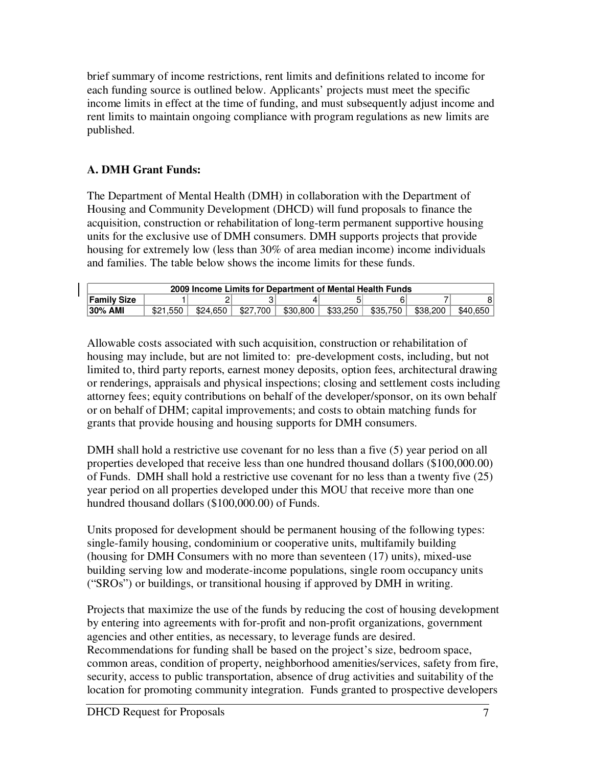brief summary of income restrictions, rent limits and definitions related to income for each funding source is outlined below. Applicants' projects must meet the specific income limits in effect at the time of funding, and must subsequently adjust income and rent limits to maintain ongoing compliance with program regulations as new limits are published.

### A. DMH Grant Funds:

The Department of Mental Health (DMH) in collaboration with the Department of Housing and Community Development (DHCD) will fund proposals to finance the acquisition, construction or rehabilitation of long-term permanent supportive housing units for the exclusive use of DMH consumers. DMH supports projects that provide housing for extremely low (less than 30% of area median income) income individuals and families. The table below shows the income limits for these funds.

| 2009 Income Limits for Department of Mental Health Funds | | | | | | | | |
|---|---|---|---|---|---|---|---|---|
| **Family Size** | 1 | 2 | 3 | 4 | 5 | 6 | 7 | 8 |
| **30% AMI** | $21,550 | $24,650 | $27,700 | $30,800 | $33,250 | $35,750 | $38,200 | $40,650 |

Allowable costs associated with such acquisition, construction or rehabilitation of housing may include, but are not limited to: pre-development costs, including, but not limited to, third party reports, earnest money deposits, option fees, architectural drawing or renderings, appraisals and physical inspections; closing and settlement costs including attorney fees; equity contributions on behalf of the developer/sponsor, on its own behalf or on behalf of DHM; capital improvements; and costs to obtain matching funds for grants that provide housing and housing supports for DMH consumers.

DMH shall hold a restrictive use covenant for no less than a five (5) year period on all properties developed that receive less than one hundred thousand dollars ($100,000.00) of Funds. DMH shall hold a restrictive use covenant for no less than a twenty five (25) year period on all properties developed under this MOU that receive more than one hundred thousand dollars ($100,000.00) of Funds.

Units proposed for development should be permanent housing of the following types: single-family housing, condominium or cooperative units, multifamily building (housing for DMH Consumers with no more than seventeen (17) units), mixed-use building serving low and moderate-income populations, single room occupancy units ("SROs") or buildings, or transitional housing if approved by DMH in writing.

Projects that maximize the use of the funds by reducing the cost of housing development by entering into agreements with for-profit and non-profit organizations, government agencies and other entities, as necessary, to leverage funds are desired. Recommendations for funding shall be based on the project's size, bedroom space, common areas, condition of property, neighborhood amenities/services, safety from fire, security, access to public transportation, absence of drug activities and suitability of the location for promoting community integration. Funds granted to prospective developers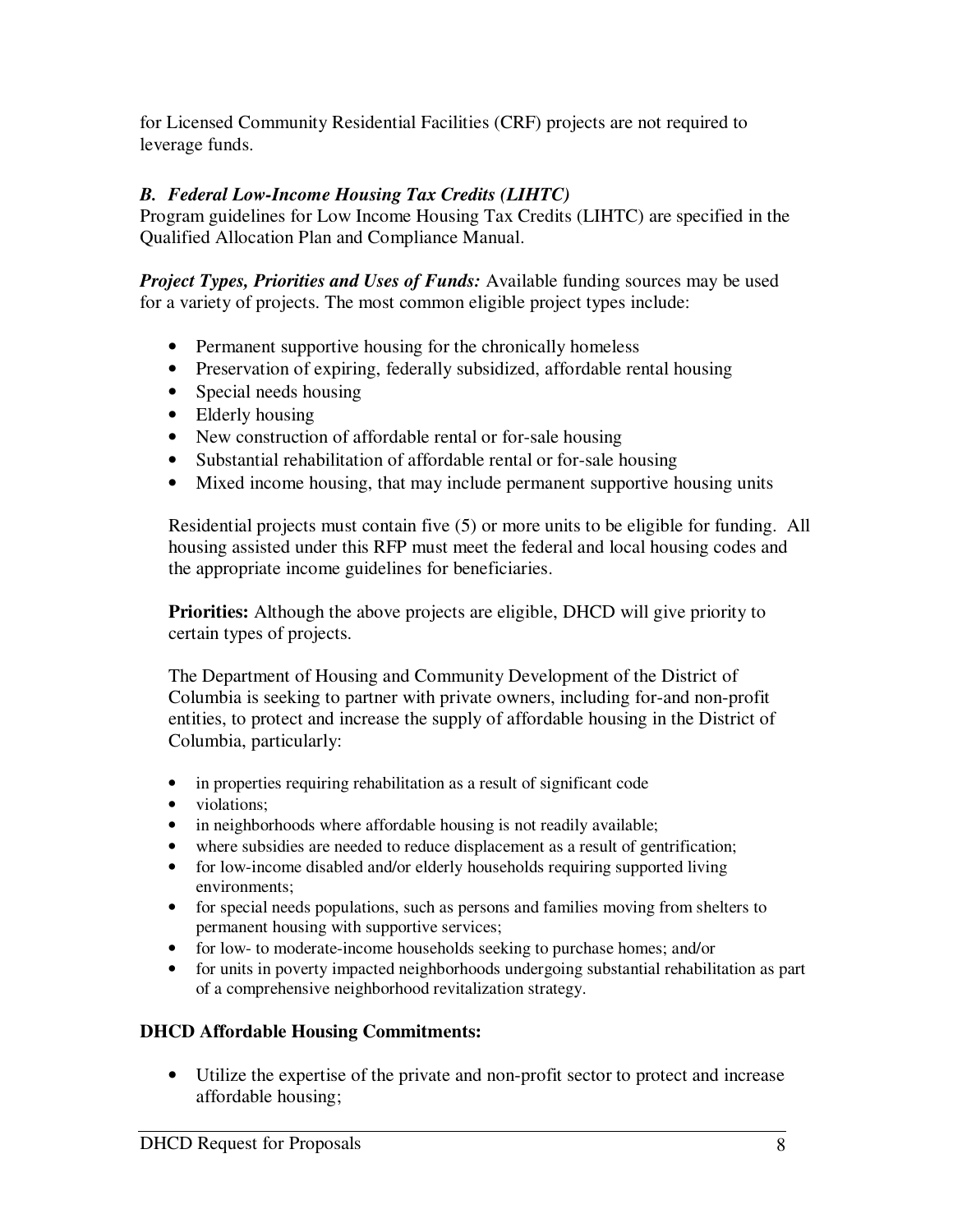for Licensed Community Residential Facilities (CRF) projects are not required to leverage funds.

### *B. Federal Low-Income Housing Tax Credits (LIHTC)*

Program guidelines for Low Income Housing Tax Credits (LIHTC) are specified in the Qualified Allocation Plan and Compliance Manual.

***Project Types, Priorities and Uses of Funds:*** Available funding sources may be used for a variety of projects. The most common eligible project types include:

- Permanent supportive housing for the chronically homeless
- Preservation of expiring, federally subsidized, affordable rental housing
- Special needs housing
- Elderly housing
- New construction of affordable rental or for-sale housing
- Substantial rehabilitation of affordable rental or for-sale housing
- Mixed income housing, that may include permanent supportive housing units

Residential projects must contain five (5) or more units to be eligible for funding. All housing assisted under this RFP must meet the federal and local housing codes and the appropriate income guidelines for beneficiaries.

**Priorities:** Although the above projects are eligible, DHCD will give priority to certain types of projects.

The Department of Housing and Community Development of the District of Columbia is seeking to partner with private owners, including for-and non-profit entities, to protect and increase the supply of affordable housing in the District of Columbia, particularly:

- in properties requiring rehabilitation as a result of significant code
- violations;
- in neighborhoods where affordable housing is not readily available;
- where subsidies are needed to reduce displacement as a result of gentrification;
- for low-income disabled and/or elderly households requiring supported living environments;
- for special needs populations, such as persons and families moving from shelters to permanent housing with supportive services;
- for low- to moderate-income households seeking to purchase homes; and/or
- for units in poverty impacted neighborhoods undergoing substantial rehabilitation as part of a comprehensive neighborhood revitalization strategy.

**DHCD Affordable Housing Commitments:**

- Utilize the expertise of the private and non-profit sector to protect and increase affordable housing;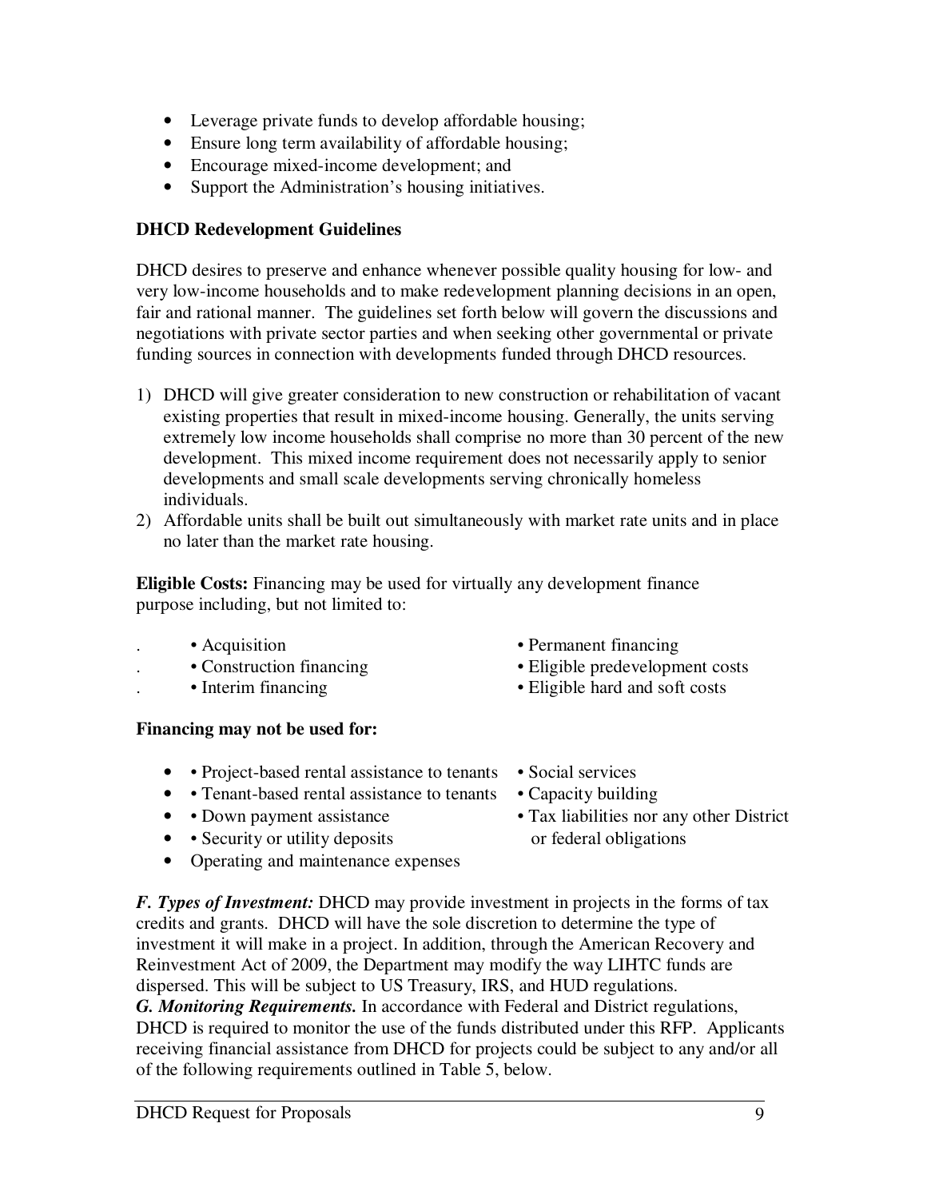- Leverage private funds to develop affordable housing;
- Ensure long term availability of affordable housing;
- Encourage mixed-income development; and
- Support the Administration's housing initiatives.

**DHCD Redevelopment Guidelines**

DHCD desires to preserve and enhance whenever possible quality housing for low- and very low-income households and to make redevelopment planning decisions in an open, fair and rational manner. The guidelines set forth below will govern the discussions and negotiations with private sector parties and when seeking other governmental or private funding sources in connection with developments funded through DHCD resources.

1) DHCD will give greater consideration to new construction or rehabilitation of vacant existing properties that result in mixed-income housing. Generally, the units serving extremely low income households shall comprise no more than 30 percent of the new development. This mixed income requirement does not necessarily apply to senior developments and small scale developments serving chronically homeless individuals.
2) Affordable units shall be built out simultaneously with market rate units and in place no later than the market rate housing.

**Eligible Costs:** Financing may be used for virtually any development finance purpose including, but not limited to:

- Acquisition
- Construction financing
- Interim financing
- Permanent financing
- Eligible predevelopment costs
- Eligible hard and soft costs

**Financing may not be used for:**

- Project-based rental assistance to tenants
- Tenant-based rental assistance to tenants
- Down payment assistance
- Security or utility deposits
- Operating and maintenance expenses
- Social services
- Capacity building
- Tax liabilities nor any other District or federal obligations

***F. Types of Investment:*** DHCD may provide investment in projects in the forms of tax credits and grants. DHCD will have the sole discretion to determine the type of investment it will make in a project. In addition, through the American Recovery and Reinvestment Act of 2009, the Department may modify the way LIHTC funds are dispersed. This will be subject to US Treasury, IRS, and HUD regulations.

***G. Monitoring Requirements.*** In accordance with Federal and District regulations, DHCD is required to monitor the use of the funds distributed under this RFP. Applicants receiving financial assistance from DHCD for projects could be subject to any and/or all of the following requirements outlined in Table 5, below.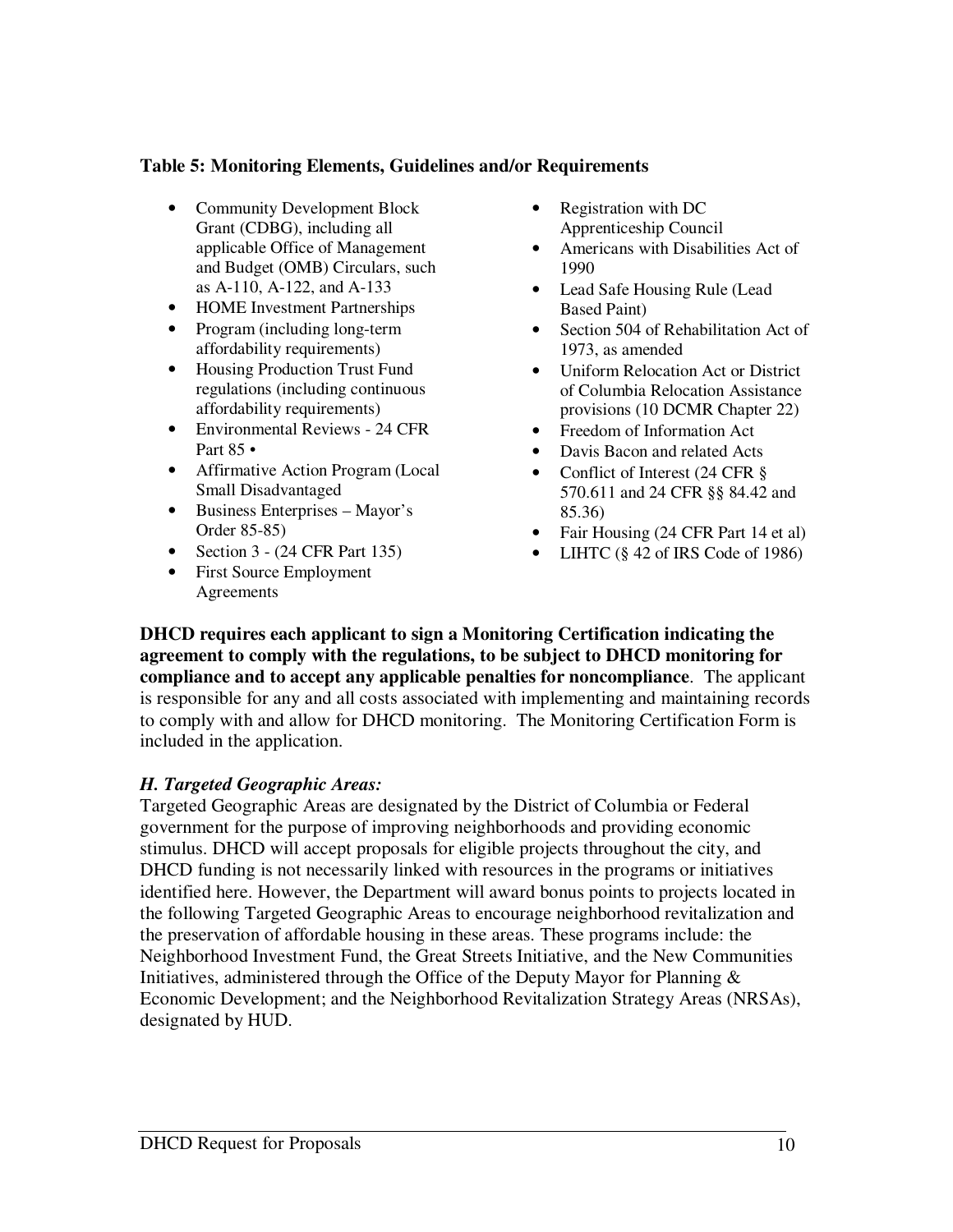**Table 5: Monitoring Elements, Guidelines and/or Requirements**

- Community Development Block Grant (CDBG), including all applicable Office of Management and Budget (OMB) Circulars, such as A-110, A-122, and A-133
- HOME Investment Partnerships
- Program (including long-term affordability requirements)
- Housing Production Trust Fund regulations (including continuous affordability requirements)
- Environmental Reviews - 24 CFR Part 85 •
- Affirmative Action Program (Local Small Disadvantaged
- Business Enterprises – Mayor's Order 85-85)
- Section 3 - (24 CFR Part 135)
- First Source Employment Agreements
- Registration with DC Apprenticeship Council
- Americans with Disabilities Act of 1990
- Lead Safe Housing Rule (Lead Based Paint)
- Section 504 of Rehabilitation Act of 1973, as amended
- Uniform Relocation Act or District of Columbia Relocation Assistance provisions (10 DCMR Chapter 22)
- Freedom of Information Act
- Davis Bacon and related Acts
- Conflict of Interest (24 CFR § 570.611 and 24 CFR §§ 84.42 and 85.36)
- Fair Housing (24 CFR Part 14 et al)
- LIHTC (§ 42 of IRS Code of 1986)

**DHCD requires each applicant to sign a Monitoring Certification indicating the agreement to comply with the regulations, to be subject to DHCD monitoring for compliance and to accept any applicable penalties for noncompliance**. The applicant is responsible for any and all costs associated with implementing and maintaining records to comply with and allow for DHCD monitoring. The Monitoring Certification Form is included in the application.

***H. Targeted Geographic Areas:***

Targeted Geographic Areas are designated by the District of Columbia or Federal government for the purpose of improving neighborhoods and providing economic stimulus. DHCD will accept proposals for eligible projects throughout the city, and DHCD funding is not necessarily linked with resources in the programs or initiatives identified here. However, the Department will award bonus points to projects located in the following Targeted Geographic Areas to encourage neighborhood revitalization and the preservation of affordable housing in these areas. These programs include: the Neighborhood Investment Fund, the Great Streets Initiative, and the New Communities Initiatives, administered through the Office of the Deputy Mayor for Planning & Economic Development; and the Neighborhood Revitalization Strategy Areas (NRSAs), designated by HUD.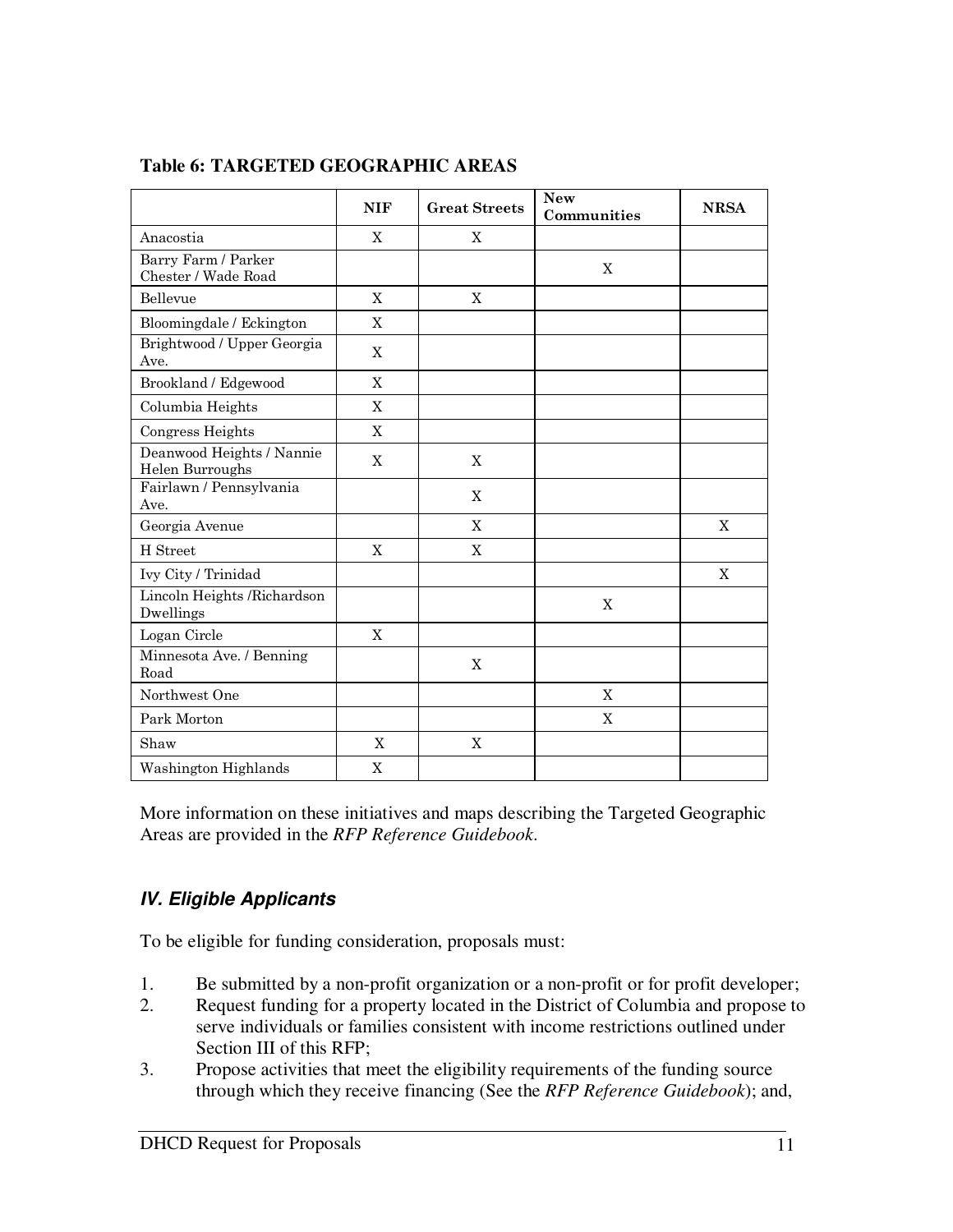**Table 6: TARGETED GEOGRAPHIC AREAS**

| | NIF | Great Streets | New Communities | NRSA |
|---|---|---|---|---|
| Anacostia | X | X | | |
| Barry Farm / Parker Chester / Wade Road | | | X | |
| Bellevue | X | X | | |
| Bloomingdale / Eckington | X | | | |
| Brightwood / Upper Georgia Ave. | X | | | |
| Brookland / Edgewood | X | | | |
| Columbia Heights | X | | | |
| Congress Heights | X | | | |
| Deanwood Heights / Nannie Helen Burroughs | X | X | | |
| Fairlawn / Pennsylvania Ave. | | X | | |
| Georgia Avenue | | X | | X |
| H Street | X | X | | |
| Ivy City / Trinidad | | | | X |
| Lincoln Heights /Richardson Dwellings | | | X | |
| Logan Circle | X | | | |
| Minnesota Ave. / Benning Road | | X | | |
| Northwest One | | | X | |
| Park Morton | | | X | |
| Shaw | X | X | | |
| Washington Highlands | X | | | |

More information on these initiatives and maps describing the Targeted Geographic Areas are provided in the *RFP Reference Guidebook*.

## *IV. Eligible Applicants*

To be eligible for funding consideration, proposals must:

1. Be submitted by a non-profit organization or a non-profit or for profit developer;
2. Request funding for a property located in the District of Columbia and propose to serve individuals or families consistent with income restrictions outlined under Section III of this RFP;
3. Propose activities that meet the eligibility requirements of the funding source through which they receive financing (See the *RFP Reference Guidebook*); and,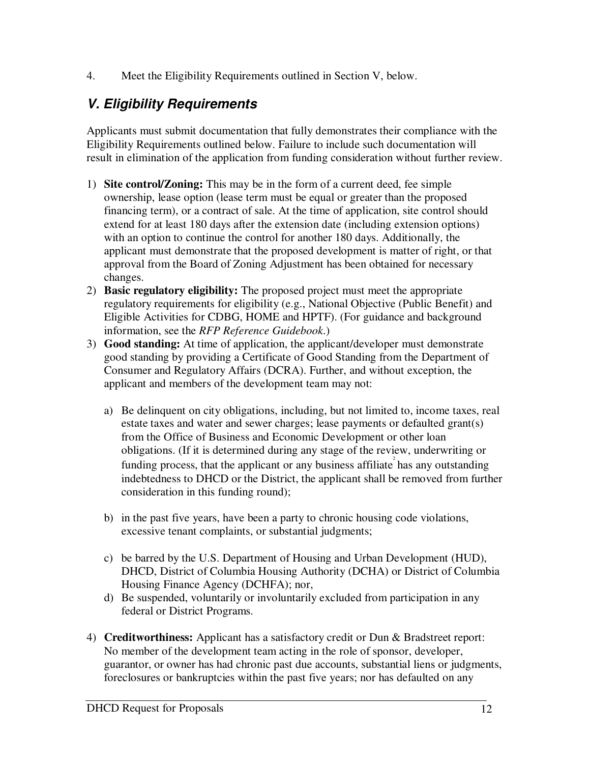4. Meet the Eligibility Requirements outlined in Section V, below.

## *V. Eligibility Requirements*

Applicants must submit documentation that fully demonstrates their compliance with the Eligibility Requirements outlined below. Failure to include such documentation will result in elimination of the application from funding consideration without further review.

1) **Site control/Zoning:** This may be in the form of a current deed, fee simple ownership, lease option (lease term must be equal or greater than the proposed financing term), or a contract of sale. At the time of application, site control should extend for at least 180 days after the extension date (including extension options) with an option to continue the control for another 180 days. Additionally, the applicant must demonstrate that the proposed development is matter of right, or that approval from the Board of Zoning Adjustment has been obtained for necessary changes.
2) **Basic regulatory eligibility:** The proposed project must meet the appropriate regulatory requirements for eligibility (e.g., National Objective (Public Benefit) and Eligible Activities for CDBG, HOME and HPTF). (For guidance and background information, see the *RFP Reference Guidebook*.)
3) **Good standing:** At time of application, the applicant/developer must demonstrate good standing by providing a Certificate of Good Standing from the Department of Consumer and Regulatory Affairs (DCRA). Further, and without exception, the applicant and members of the development team may not:

   a) Be delinquent on city obligations, including, but not limited to, income taxes, real estate taxes and water and sewer charges; lease payments or defaulted grant(s) from the Office of Business and Economic Development or other loan obligations. (If it is determined during any stage of the review, underwriting or funding process, that the applicant or any business affiliate[2] has any outstanding indebtedness to DHCD or the District, the applicant shall be removed from further consideration in this funding round);

   b) in the past five years, have been a party to chronic housing code violations, excessive tenant complaints, or substantial judgments;

   c) be barred by the U.S. Department of Housing and Urban Development (HUD), DHCD, District of Columbia Housing Authority (DCHA) or District of Columbia Housing Finance Agency (DCHFA); nor,
   d) Be suspended, voluntarily or involuntarily excluded from participation in any federal or District Programs.

4) **Creditworthiness:** Applicant has a satisfactory credit or Dun & Bradstreet report: No member of the development team acting in the role of sponsor, developer, guarantor, or owner has had chronic past due accounts, substantial liens or judgments, foreclosures or bankruptcies within the past five years; nor has defaulted on any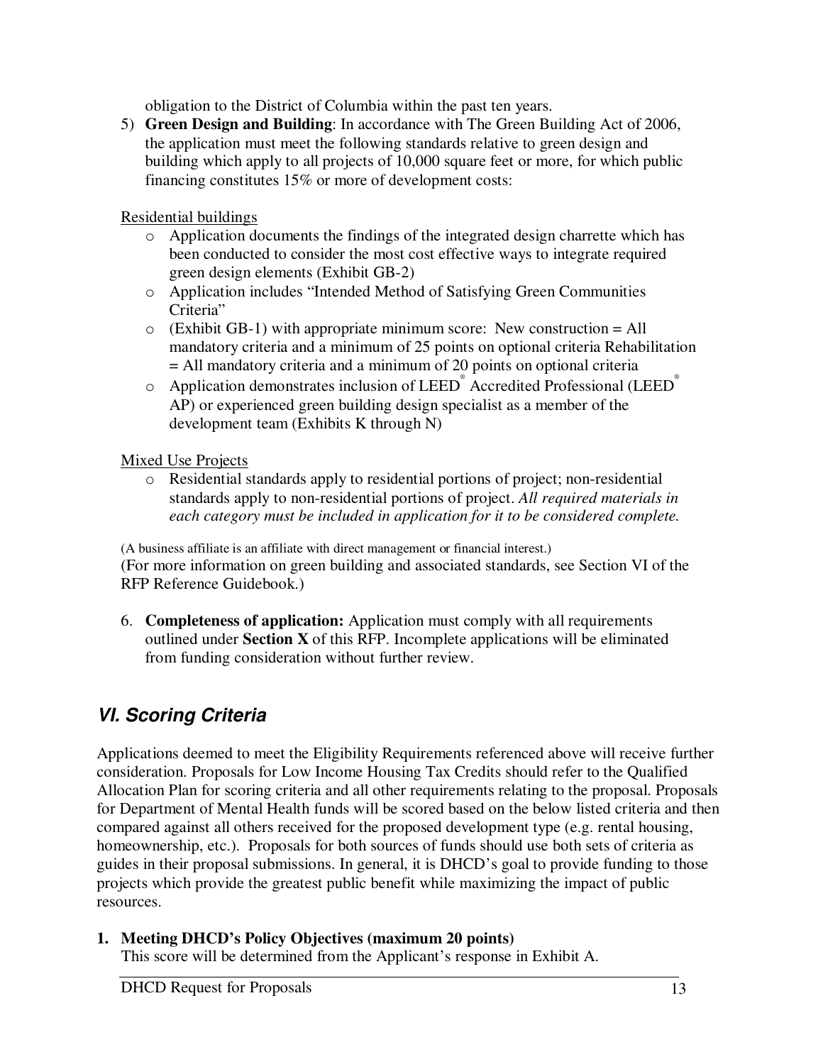obligation to the District of Columbia within the past ten years.

5) **Green Design and Building**: In accordance with The Green Building Act of 2006, the application must meet the following standards relative to green design and building which apply to all projects of 10,000 square feet or more, for which public financing constitutes 15% or more of development costs:

   Residential buildings

   - Application documents the findings of the integrated design charrette which has been conducted to consider the most cost effective ways to integrate required green design elements (Exhibit GB-2)
   - Application includes "Intended Method of Satisfying Green Communities Criteria"
   - (Exhibit GB-1) with appropriate minimum score: New construction = All mandatory criteria and a minimum of 25 points on optional criteria Rehabilitation = All mandatory criteria and a minimum of 20 points on optional criteria
   - Application demonstrates inclusion of LEED® Accredited Professional (LEED® AP) or experienced green building design specialist as a member of the development team (Exhibits K through N)

   Mixed Use Projects

   - Residential standards apply to residential portions of project; non-residential standards apply to non-residential portions of project. *All required materials in each category must be included in application for it to be considered complete.*

(A business affiliate is an affiliate with direct management or financial interest.)
(For more information on green building and associated standards, see Section VI of the RFP Reference Guidebook.)

6. **Completeness of application:** Application must comply with all requirements outlined under **Section X** of this RFP. Incomplete applications will be eliminated from funding consideration without further review.

## *VI. Scoring Criteria*

Applications deemed to meet the Eligibility Requirements referenced above will receive further consideration. Proposals for Low Income Housing Tax Credits should refer to the Qualified Allocation Plan for scoring criteria and all other requirements relating to the proposal. Proposals for Department of Mental Health funds will be scored based on the below listed criteria and then compared against all others received for the proposed development type (e.g. rental housing, homeownership, etc.). Proposals for both sources of funds should use both sets of criteria as guides in their proposal submissions. In general, it is DHCD's goal to provide funding to those projects which provide the greatest public benefit while maximizing the impact of public resources.

**1. Meeting DHCD's Policy Objectives (maximum 20 points)**
This score will be determined from the Applicant's response in Exhibit A.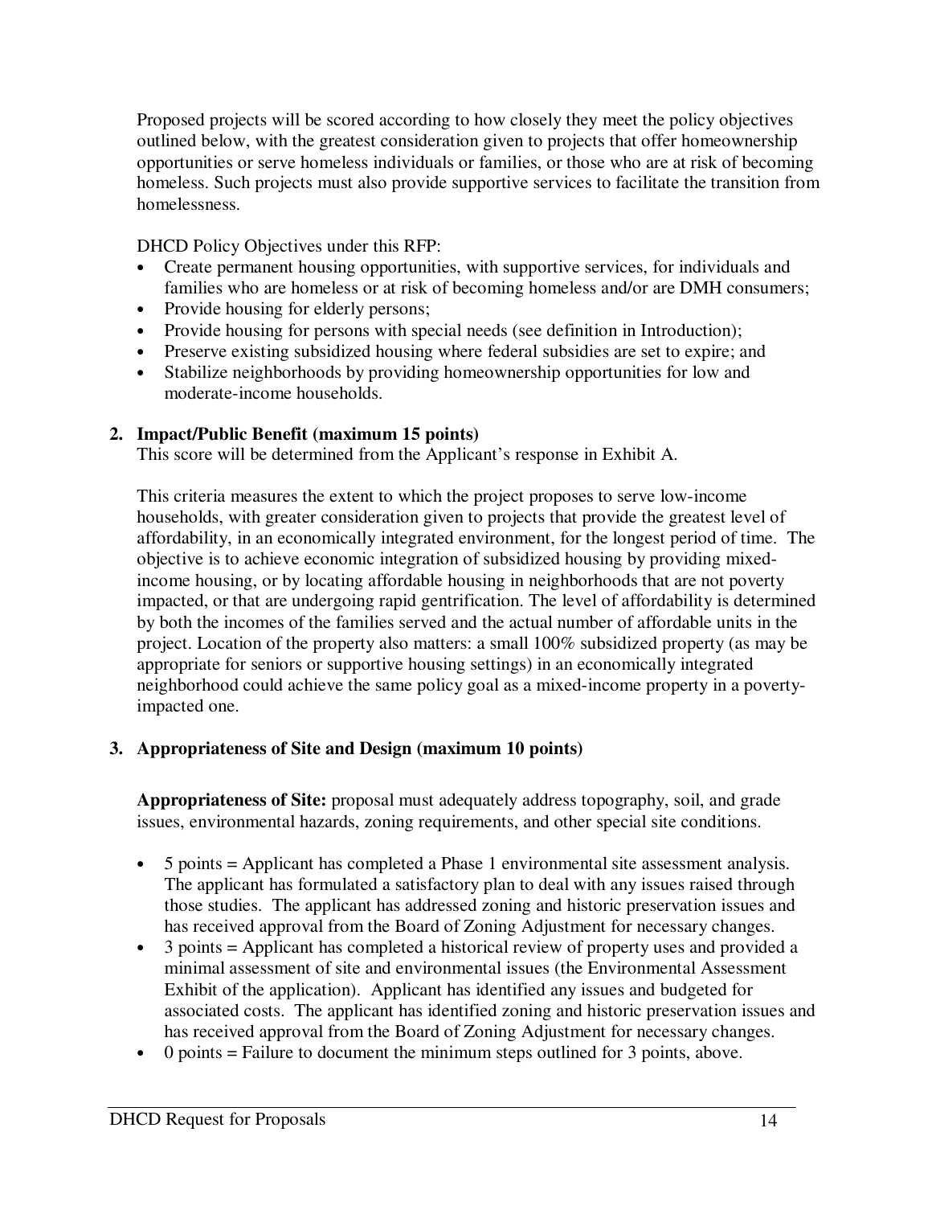Proposed projects will be scored according to how closely they meet the policy objectives outlined below, with the greatest consideration given to projects that offer homeownership opportunities or serve homeless individuals or families, or those who are at risk of becoming homeless. Such projects must also provide supportive services to facilitate the transition from homelessness.

DHCD Policy Objectives under this RFP:

- Create permanent housing opportunities, with supportive services, for individuals and families who are homeless or at risk of becoming homeless and/or are DMH consumers;
- Provide housing for elderly persons;
- Provide housing for persons with special needs (see definition in Introduction);
- Preserve existing subsidized housing where federal subsidies are set to expire; and
- Stabilize neighborhoods by providing homeownership opportunities for low and moderate-income households.

**2. Impact/Public Benefit (maximum 15 points)**

This score will be determined from the Applicant's response in Exhibit A.

This criteria measures the extent to which the project proposes to serve low-income households, with greater consideration given to projects that provide the greatest level of affordability, in an economically integrated environment, for the longest period of time. The objective is to achieve economic integration of subsidized housing by providing mixed-income housing, or by locating affordable housing in neighborhoods that are not poverty impacted, or that are undergoing rapid gentrification. The level of affordability is determined by both the incomes of the families served and the actual number of affordable units in the project. Location of the property also matters: a small 100% subsidized property (as may be appropriate for seniors or supportive housing settings) in an economically integrated neighborhood could achieve the same policy goal as a mixed-income property in a poverty-impacted one.

**3. Appropriateness of Site and Design (maximum 10 points)**

**Appropriateness of Site:** proposal must adequately address topography, soil, and grade issues, environmental hazards, zoning requirements, and other special site conditions.

- 5 points = Applicant has completed a Phase 1 environmental site assessment analysis. The applicant has formulated a satisfactory plan to deal with any issues raised through those studies. The applicant has addressed zoning and historic preservation issues and has received approval from the Board of Zoning Adjustment for necessary changes.
- 3 points = Applicant has completed a historical review of property uses and provided a minimal assessment of site and environmental issues (the Environmental Assessment Exhibit of the application). Applicant has identified any issues and budgeted for associated costs. The applicant has identified zoning and historic preservation issues and has received approval from the Board of Zoning Adjustment for necessary changes.
- 0 points = Failure to document the minimum steps outlined for 3 points, above.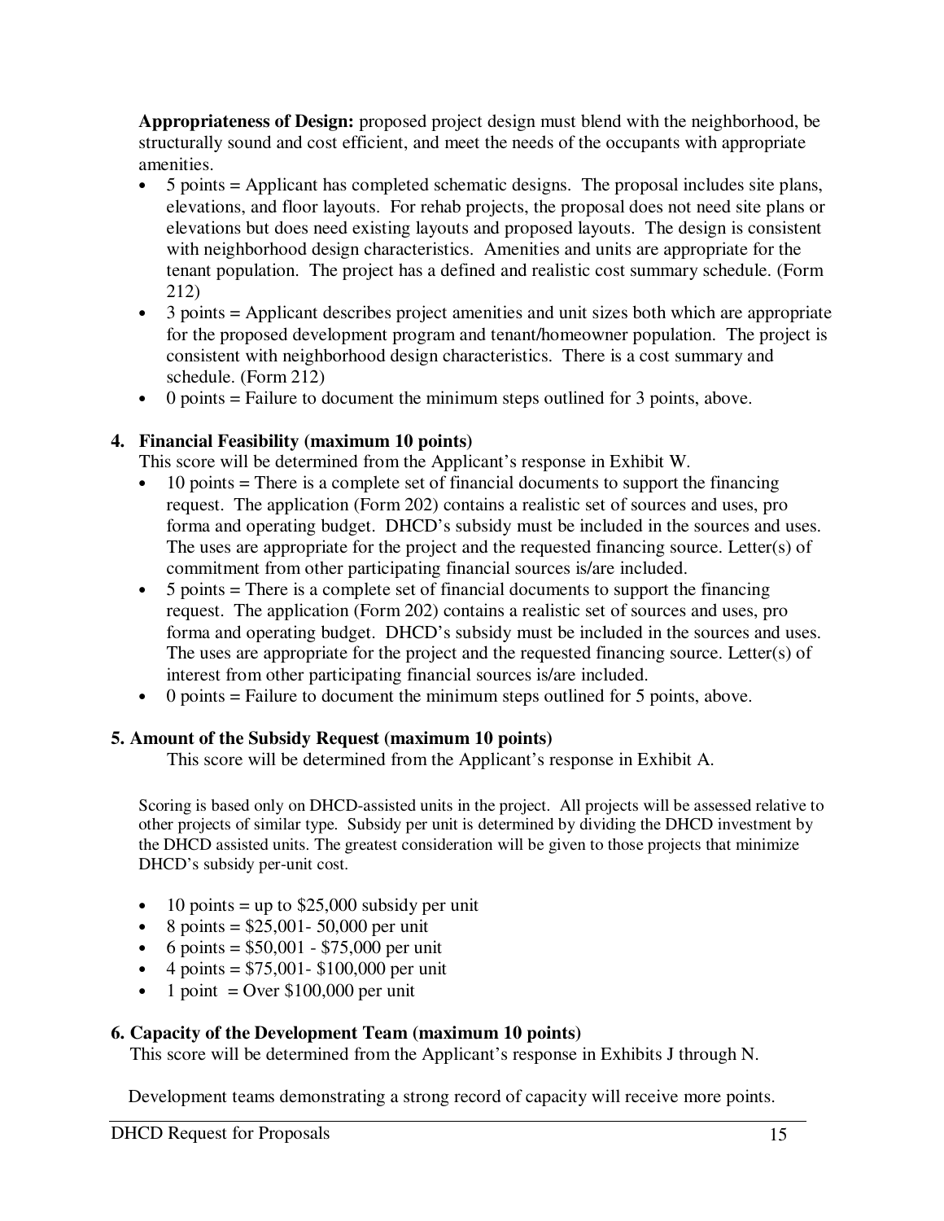**Appropriateness of Design:** proposed project design must blend with the neighborhood, be structurally sound and cost efficient, and meet the needs of the occupants with appropriate amenities.

- 5 points = Applicant has completed schematic designs. The proposal includes site plans, elevations, and floor layouts. For rehab projects, the proposal does not need site plans or elevations but does need existing layouts and proposed layouts. The design is consistent with neighborhood design characteristics. Amenities and units are appropriate for the tenant population. The project has a defined and realistic cost summary schedule. (Form 212)
- 3 points = Applicant describes project amenities and unit sizes both which are appropriate for the proposed development program and tenant/homeowner population. The project is consistent with neighborhood design characteristics. There is a cost summary and schedule. (Form 212)
- 0 points = Failure to document the minimum steps outlined for 3 points, above.

### 4. Financial Feasibility (maximum 10 points)

This score will be determined from the Applicant's response in Exhibit W.

- 10 points = There is a complete set of financial documents to support the financing request. The application (Form 202) contains a realistic set of sources and uses, pro forma and operating budget. DHCD's subsidy must be included in the sources and uses. The uses are appropriate for the project and the requested financing source. Letter(s) of commitment from other participating financial sources is/are included.
- 5 points = There is a complete set of financial documents to support the financing request. The application (Form 202) contains a realistic set of sources and uses, pro forma and operating budget. DHCD's subsidy must be included in the sources and uses. The uses are appropriate for the project and the requested financing source. Letter(s) of interest from other participating financial sources is/are included.
- 0 points = Failure to document the minimum steps outlined for 5 points, above.

### 5. Amount of the Subsidy Request (maximum 10 points)

This score will be determined from the Applicant's response in Exhibit A.

Scoring is based only on DHCD-assisted units in the project. All projects will be assessed relative to other projects of similar type. Subsidy per unit is determined by dividing the DHCD investment by the DHCD assisted units. The greatest consideration will be given to those projects that minimize DHCD's subsidy per-unit cost.

- 10 points = up to $25,000 subsidy per unit
- 8 points = $25,001- 50,000 per unit
- 6 points = $50,001 - $75,000 per unit
- 4 points = $75,001- $100,000 per unit
- 1 point = Over $100,000 per unit

### 6. Capacity of the Development Team (maximum 10 points)

This score will be determined from the Applicant's response in Exhibits J through N.

Development teams demonstrating a strong record of capacity will receive more points.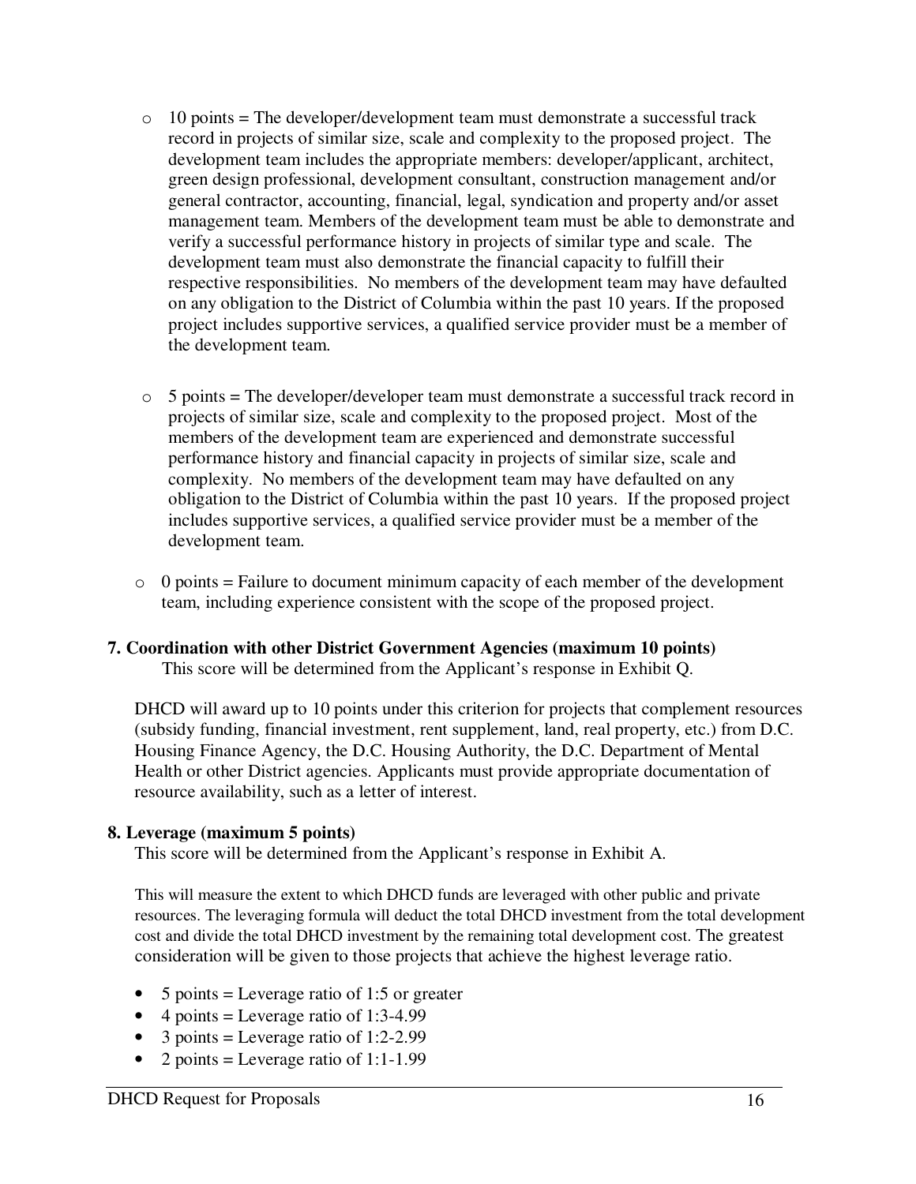- 10 points = The developer/development team must demonstrate a successful track record in projects of similar size, scale and complexity to the proposed project. The development team includes the appropriate members: developer/applicant, architect, green design professional, development consultant, construction management and/or general contractor, accounting, financial, legal, syndication and property and/or asset management team. Members of the development team must be able to demonstrate and verify a successful performance history in projects of similar type and scale. The development team must also demonstrate the financial capacity to fulfill their respective responsibilities. No members of the development team may have defaulted on any obligation to the District of Columbia within the past 10 years. If the proposed project includes supportive services, a qualified service provider must be a member of the development team.

- 5 points = The developer/developer team must demonstrate a successful track record in projects of similar size, scale and complexity to the proposed project. Most of the members of the development team are experienced and demonstrate successful performance history and financial capacity in projects of similar size, scale and complexity. No members of the development team may have defaulted on any obligation to the District of Columbia within the past 10 years. If the proposed project includes supportive services, a qualified service provider must be a member of the development team.

- 0 points = Failure to document minimum capacity of each member of the development team, including experience consistent with the scope of the proposed project.

**7. Coordination with other District Government Agencies (maximum 10 points)**

This score will be determined from the Applicant's response in Exhibit Q.

DHCD will award up to 10 points under this criterion for projects that complement resources (subsidy funding, financial investment, rent supplement, land, real property, etc.) from D.C. Housing Finance Agency, the D.C. Housing Authority, the D.C. Department of Mental Health or other District agencies. Applicants must provide appropriate documentation of resource availability, such as a letter of interest.

**8. Leverage (maximum 5 points)**

This score will be determined from the Applicant's response in Exhibit A.

This will measure the extent to which DHCD funds are leveraged with other public and private resources. The leveraging formula will deduct the total DHCD investment from the total development cost and divide the total DHCD investment by the remaining total development cost. The greatest consideration will be given to those projects that achieve the highest leverage ratio.

- 5 points = Leverage ratio of 1:5 or greater
- 4 points = Leverage ratio of 1:3-4.99
- 3 points = Leverage ratio of 1:2-2.99
- 2 points = Leverage ratio of 1:1-1.99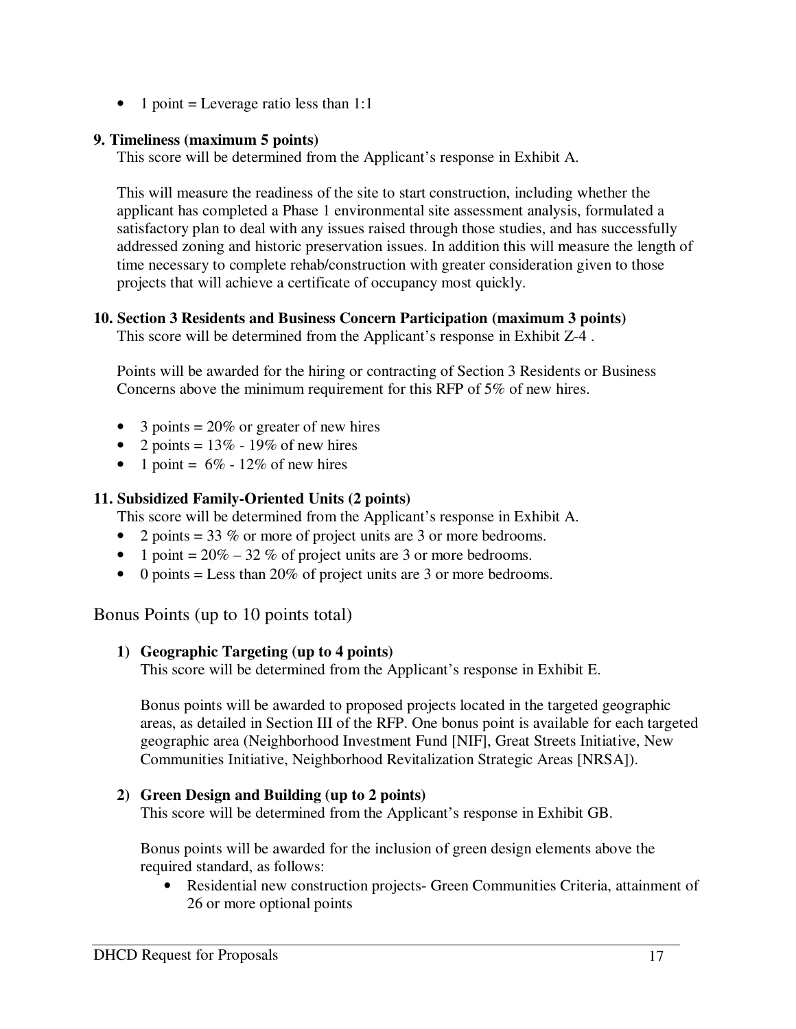- 1 point = Leverage ratio less than 1:1

**9. Timeliness (maximum 5 points)**

This score will be determined from the Applicant's response in Exhibit A.

This will measure the readiness of the site to start construction, including whether the applicant has completed a Phase 1 environmental site assessment analysis, formulated a satisfactory plan to deal with any issues raised through those studies, and has successfully addressed zoning and historic preservation issues. In addition this will measure the length of time necessary to complete rehab/construction with greater consideration given to those projects that will achieve a certificate of occupancy most quickly.

**10. Section 3 Residents and Business Concern Participation (maximum 3 points)**

This score will be determined from the Applicant's response in Exhibit Z-4 .

Points will be awarded for the hiring or contracting of Section 3 Residents or Business Concerns above the minimum requirement for this RFP of 5% of new hires.

- 3 points = 20% or greater of new hires
- 2 points = 13% - 19% of new hires
- 1 point = 6% - 12% of new hires

**11. Subsidized Family-Oriented Units (2 points)**

This score will be determined from the Applicant's response in Exhibit A.

- 2 points = 33 % or more of project units are 3 or more bedrooms.
- 1 point = 20% – 32 % of project units are 3 or more bedrooms.
- 0 points = Less than 20% of project units are 3 or more bedrooms.

## Bonus Points (up to 10 points total)

**1) Geographic Targeting (up to 4 points)**

This score will be determined from the Applicant's response in Exhibit E.

Bonus points will be awarded to proposed projects located in the targeted geographic areas, as detailed in Section III of the RFP. One bonus point is available for each targeted geographic area (Neighborhood Investment Fund [NIF], Great Streets Initiative, New Communities Initiative, Neighborhood Revitalization Strategic Areas [NRSA]).

**2) Green Design and Building (up to 2 points)**

This score will be determined from the Applicant's response in Exhibit GB.

Bonus points will be awarded for the inclusion of green design elements above the required standard, as follows:

- Residential new construction projects- Green Communities Criteria, attainment of 26 or more optional points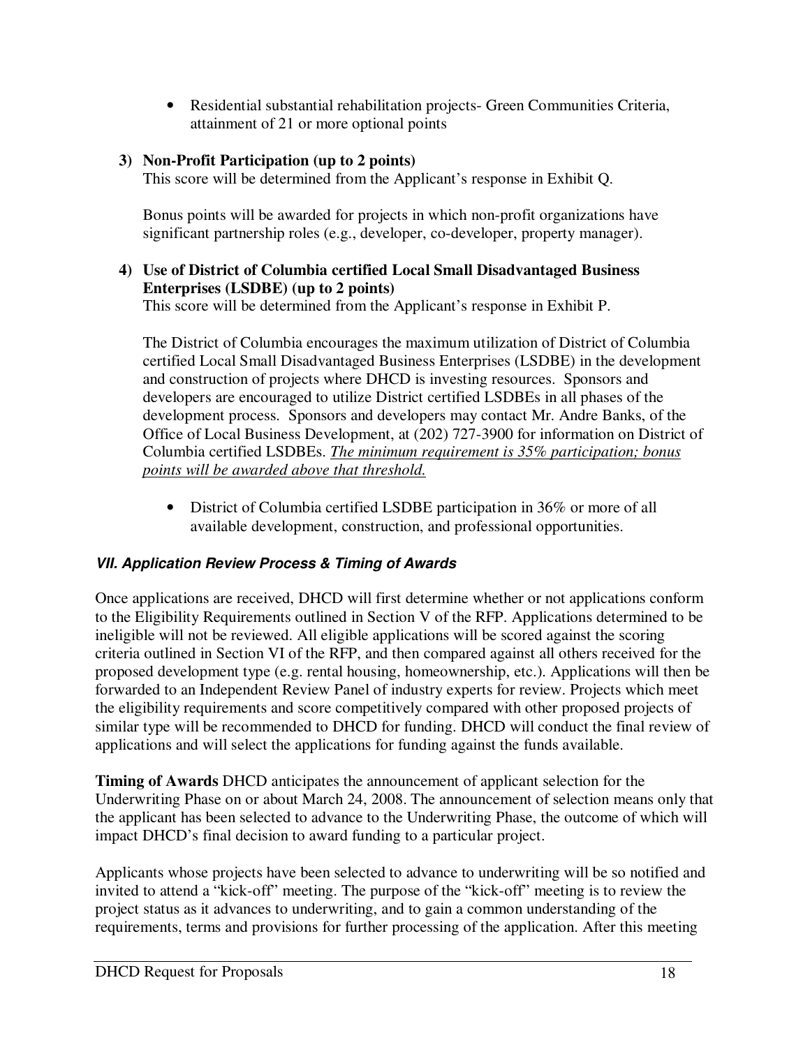- Residential substantial rehabilitation projects- Green Communities Criteria, attainment of 21 or more optional points

**3) Non-Profit Participation (up to 2 points)**
This score will be determined from the Applicant's response in Exhibit Q.

Bonus points will be awarded for projects in which non-profit organizations have significant partnership roles (e.g., developer, co-developer, property manager).

**4) Use of District of Columbia certified Local Small Disadvantaged Business Enterprises (LSDBE) (up to 2 points)**
This score will be determined from the Applicant's response in Exhibit P.

The District of Columbia encourages the maximum utilization of District of Columbia certified Local Small Disadvantaged Business Enterprises (LSDBE) in the development and construction of projects where DHCD is investing resources. Sponsors and developers are encouraged to utilize District certified LSDBEs in all phases of the development process. Sponsors and developers may contact Mr. Andre Banks, of the Office of Local Business Development, at (202) 727-3900 for information on District of Columbia certified LSDBEs. *The minimum requirement is 35% participation; bonus points will be awarded above that threshold.*

- District of Columbia certified LSDBE participation in 36% or more of all available development, construction, and professional opportunities.

### *VII. Application Review Process & Timing of Awards*

Once applications are received, DHCD will first determine whether or not applications conform to the Eligibility Requirements outlined in Section V of the RFP. Applications determined to be ineligible will not be reviewed. All eligible applications will be scored against the scoring criteria outlined in Section VI of the RFP, and then compared against all others received for the proposed development type (e.g. rental housing, homeownership, etc.). Applications will then be forwarded to an Independent Review Panel of industry experts for review. Projects which meet the eligibility requirements and score competitively compared with other proposed projects of similar type will be recommended to DHCD for funding. DHCD will conduct the final review of applications and will select the applications for funding against the funds available.

**Timing of Awards** DHCD anticipates the announcement of applicant selection for the Underwriting Phase on or about March 24, 2008. The announcement of selection means only that the applicant has been selected to advance to the Underwriting Phase, the outcome of which will impact DHCD's final decision to award funding to a particular project.

Applicants whose projects have been selected to advance to underwriting will be so notified and invited to attend a "kick-off" meeting. The purpose of the "kick-off" meeting is to review the project status as it advances to underwriting, and to gain a common understanding of the requirements, terms and provisions for further processing of the application. After this meeting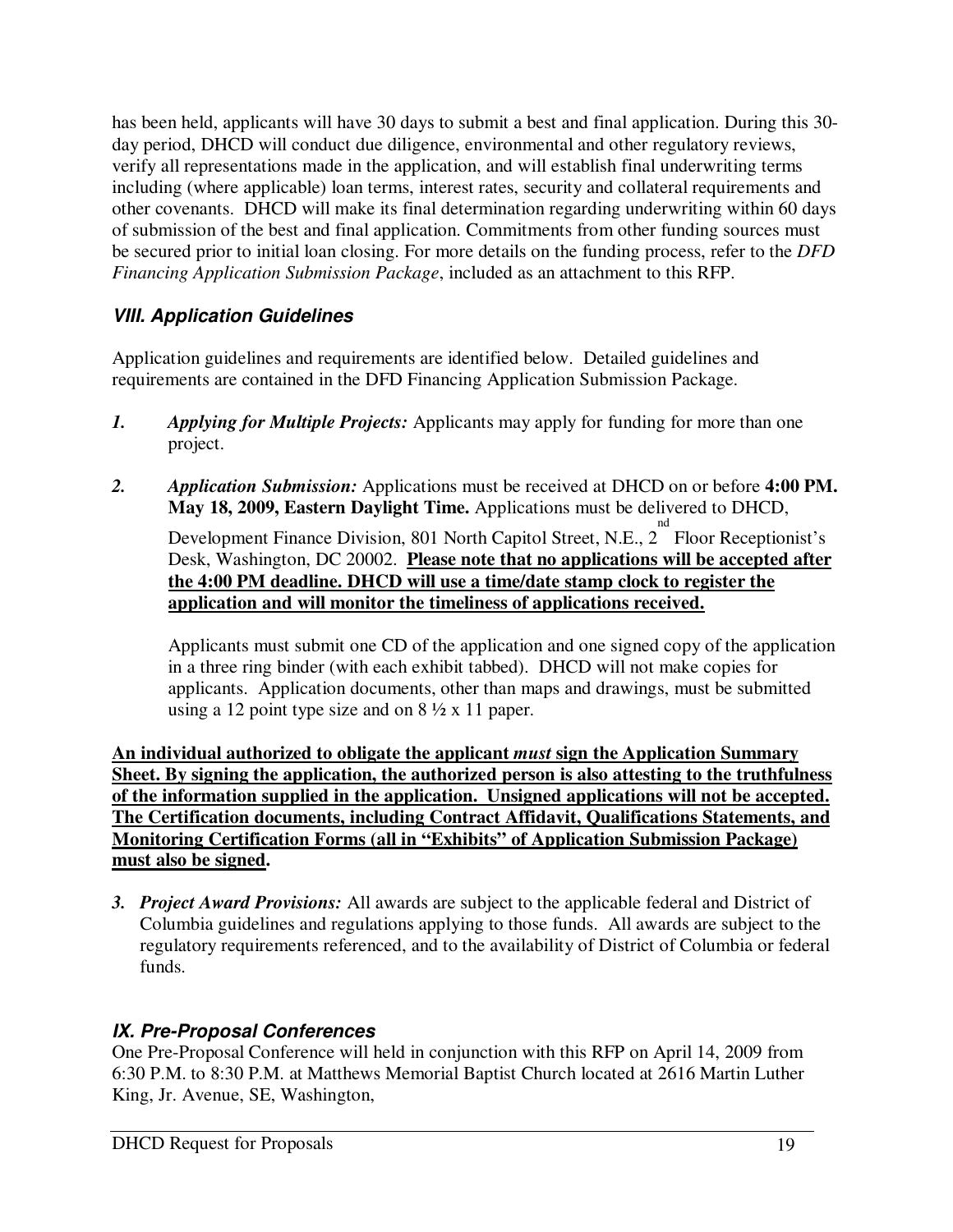has been held, applicants will have 30 days to submit a best and final application. During this 30-day period, DHCD will conduct due diligence, environmental and other regulatory reviews, verify all representations made in the application, and will establish final underwriting terms including (where applicable) loan terms, interest rates, security and collateral requirements and other covenants. DHCD will make its final determination regarding underwriting within 60 days of submission of the best and final application. Commitments from other funding sources must be secured prior to initial loan closing. For more details on the funding process, refer to the *DFD Financing Application Submission Package*, included as an attachment to this RFP.

### *VIII. Application Guidelines*

Application guidelines and requirements are identified below. Detailed guidelines and requirements are contained in the DFD Financing Application Submission Package.

1. ***Applying for Multiple Projects:*** Applicants may apply for funding for more than one project.

2. ***Application Submission:*** Applications must be received at DHCD on or before **4:00 PM. May 18, 2009, Eastern Daylight Time.** Applications must be delivered to DHCD, Development Finance Division, 801 North Capitol Street, N.E., 2nd Floor Receptionist's Desk, Washington, DC 20002. **Please note that no applications will be accepted after the 4:00 PM deadline. DHCD will use a time/date stamp clock to register the application and will monitor the timeliness of applications received.**

   Applicants must submit one CD of the application and one signed copy of the application in a three ring binder (with each exhibit tabbed). DHCD will not make copies for applicants. Application documents, other than maps and drawings, must be submitted using a 12 point type size and on 8 ½ x 11 paper.

**An individual authorized to obligate the applicant *must* sign the Application Summary Sheet. By signing the application, the authorized person is also attesting to the truthfulness of the information supplied in the application. Unsigned applications will not be accepted. The Certification documents, including Contract Affidavit, Qualifications Statements, and Monitoring Certification Forms (all in "Exhibits" of Application Submission Package) must also be signed.**

3. ***Project Award Provisions:*** All awards are subject to the applicable federal and District of Columbia guidelines and regulations applying to those funds. All awards are subject to the regulatory requirements referenced, and to the availability of District of Columbia or federal funds.

### *IX. Pre-Proposal Conferences*

One Pre-Proposal Conference will held in conjunction with this RFP on April 14, 2009 from 6:30 P.M. to 8:30 P.M. at Matthews Memorial Baptist Church located at 2616 Martin Luther King, Jr. Avenue, SE, Washington,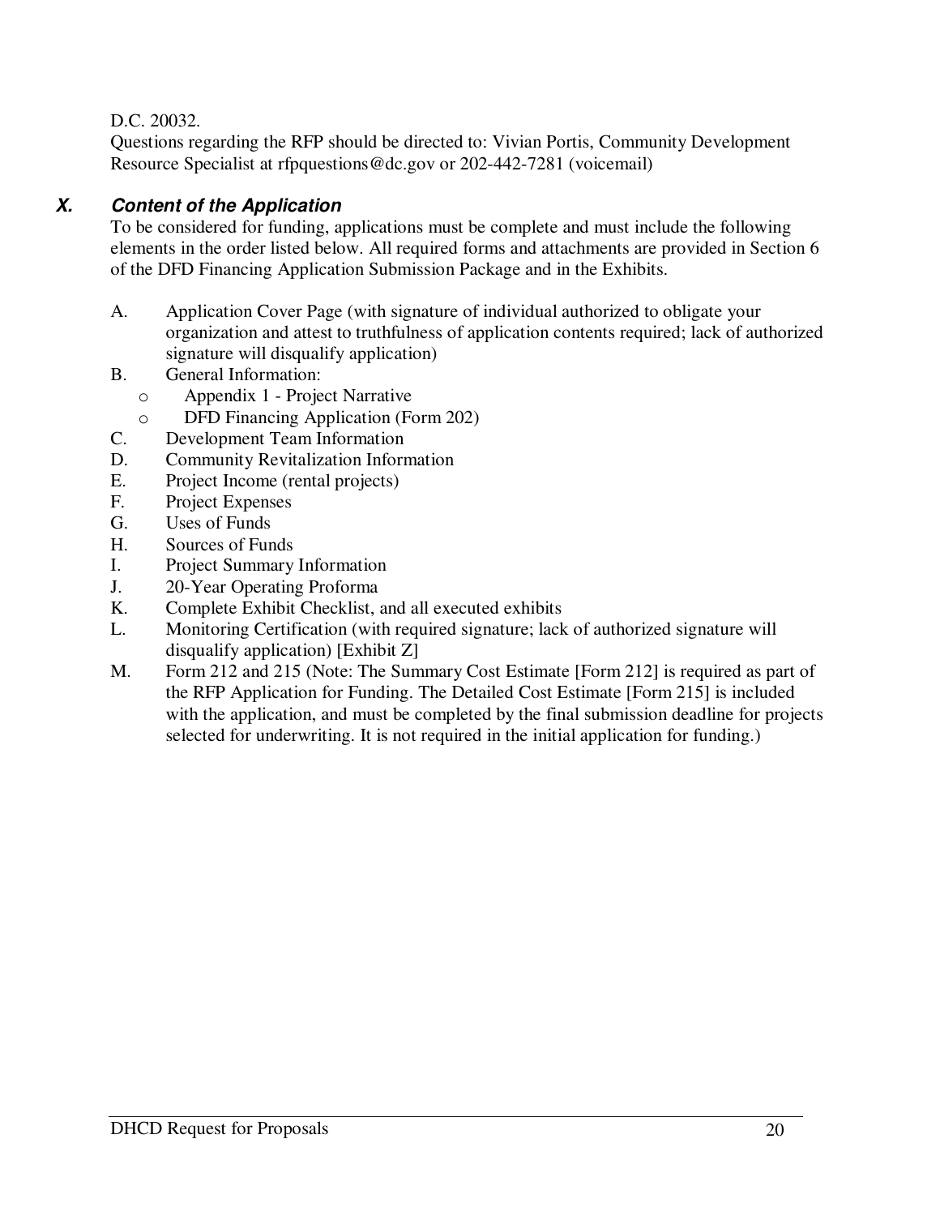D.C. 20032.

Questions regarding the RFP should be directed to: Vivian Portis, Community Development Resource Specialist at rfpquestions@dc.gov or 202-442-7281 (voicemail)

## X. *Content of the Application*

To be considered for funding, applications must be complete and must include the following elements in the order listed below. All required forms and attachments are provided in Section 6 of the DFD Financing Application Submission Package and in the Exhibits.

A. Application Cover Page (with signature of individual authorized to obligate your organization and attest to truthfulness of application contents required; lack of authorized signature will disqualify application)

B. General Information:
   - Appendix 1 - Project Narrative
   - DFD Financing Application (Form 202)

C. Development Team Information

D. Community Revitalization Information

E. Project Income (rental projects)

F. Project Expenses

G. Uses of Funds

H. Sources of Funds

I. Project Summary Information

J. 20-Year Operating Proforma

K. Complete Exhibit Checklist, and all executed exhibits

L. Monitoring Certification (with required signature; lack of authorized signature will disqualify application) [Exhibit Z]

M. Form 212 and 215 (Note: The Summary Cost Estimate [Form 212] is required as part of the RFP Application for Funding. The Detailed Cost Estimate [Form 215] is included with the application, and must be completed by the final submission deadline for projects selected for underwriting. It is not required in the initial application for funding.)